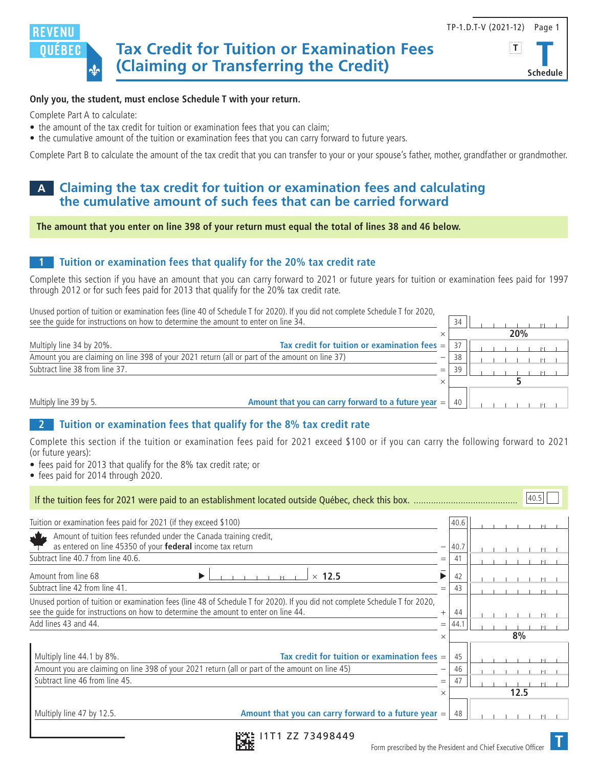REVENU QUÉBEC

# Tax Credit for Tuition or Examination Fees (Claiming or Transferring the Credit)

TP-1.D.T-V (2021-12)

**T** Schedule

**Only you, the student, must enclose Schedule T with your return.**

Complete Part A to calculate:

- the amount of the tax credit for tuition or examination fees that you can claim;
- the cumulative amount of the tuition or examination fees that you can carry forward to future years.

Complete Part B to calculate the amount of the tax credit that you can transfer to your or your spouse's father, mother, grandfather or grandmother.

## A Claiming the tax credit for tuition or examination fees and calculating the cumulative amount of such fees that can be carried forward

**The amount that you enter on line 398 of your return must equal the total of lines 38 and 46 below.**

### 1 Tuition or examination fees that qualify for the 20% tax credit rate

Complete this section if you have an amount that you can carry forward to 2021 or future years for tuition or examination fees paid for 1997 through 2012 or for such fees paid for 2013 that qualify for the 20% tax credit rate.

| Description | | Line | Amount |
|---|---|---|---|
| Unused portion of tuition or examination fees (line 40 of Schedule T for 2020). If you did not complete Schedule T for 2020, see the guide for instructions on how to determine the amount to enter on line 34. | | 34 | |
| | × | | 20% |
| Multiply line 34 by 20%. **Tax credit for tuition or examination fees** | = | 37 | |
| Amount you are claiming on line 398 of your 2021 return (all or part of the amount on line 37) | − | 38 | |
| Subtract line 38 from line 37. | = | 39 | |
| | × | | 5 |
| Multiply line 39 by 5. **Amount that you can carry forward to a future year** | = | 40 | |

### 2 Tuition or examination fees that qualify for the 8% tax credit rate

Complete this section if the tuition or examination fees paid for 2021 exceed $100 or if you can carry the following forward to 2021 (or future years):

- fees paid for 2013 that qualify for the 8% tax credit rate; or
- fees paid for 2014 through 2020.

If the tuition fees for 2021 were paid to an establishment located outside Québec, check this box. .......................................... 40.5 ☐

| Description | | Line | Amount |
|---|---|---|---|
| Tuition or examination fees paid for 2021 (if they exceed $100) | | 40.6 | |
| Amount of tuition fees refunded under the Canada training credit, as entered on line 45350 of your **federal** income tax return | − | 40.7 | |
| Subtract line 40.7 from line 40.6. | = | 41 | |
| Amount from line 68 ▶ ________ × 12.5 | ▶ − | 42 | |
| Subtract line 42 from line 41. | = | 43 | |
| Unused portion of tuition or examination fees (line 48 of Schedule T for 2020). If you did not complete Schedule T for 2020, see the guide for instructions on how to determine the amount to enter on line 44. | + | 44 | |
| Add lines 43 and 44. | = | 44.1 | |
| | × | | 8% |
| Multiply line 44.1 by 8%. **Tax credit for tuition or examination fees** | = | 45 | |
| Amount you are claiming on line 398 of your 2021 return (all or part of the amount on line 45) | − | 46 | |
| Subtract line 46 from line 45. | = | 47 | |
| | × | | 12.5 |
| Multiply line 47 by 12.5. **Amount that you can carry forward to a future year** | = | 48 | |

I1T1 ZZ 73498449

Form prescribed by the President and Chief Executive Officer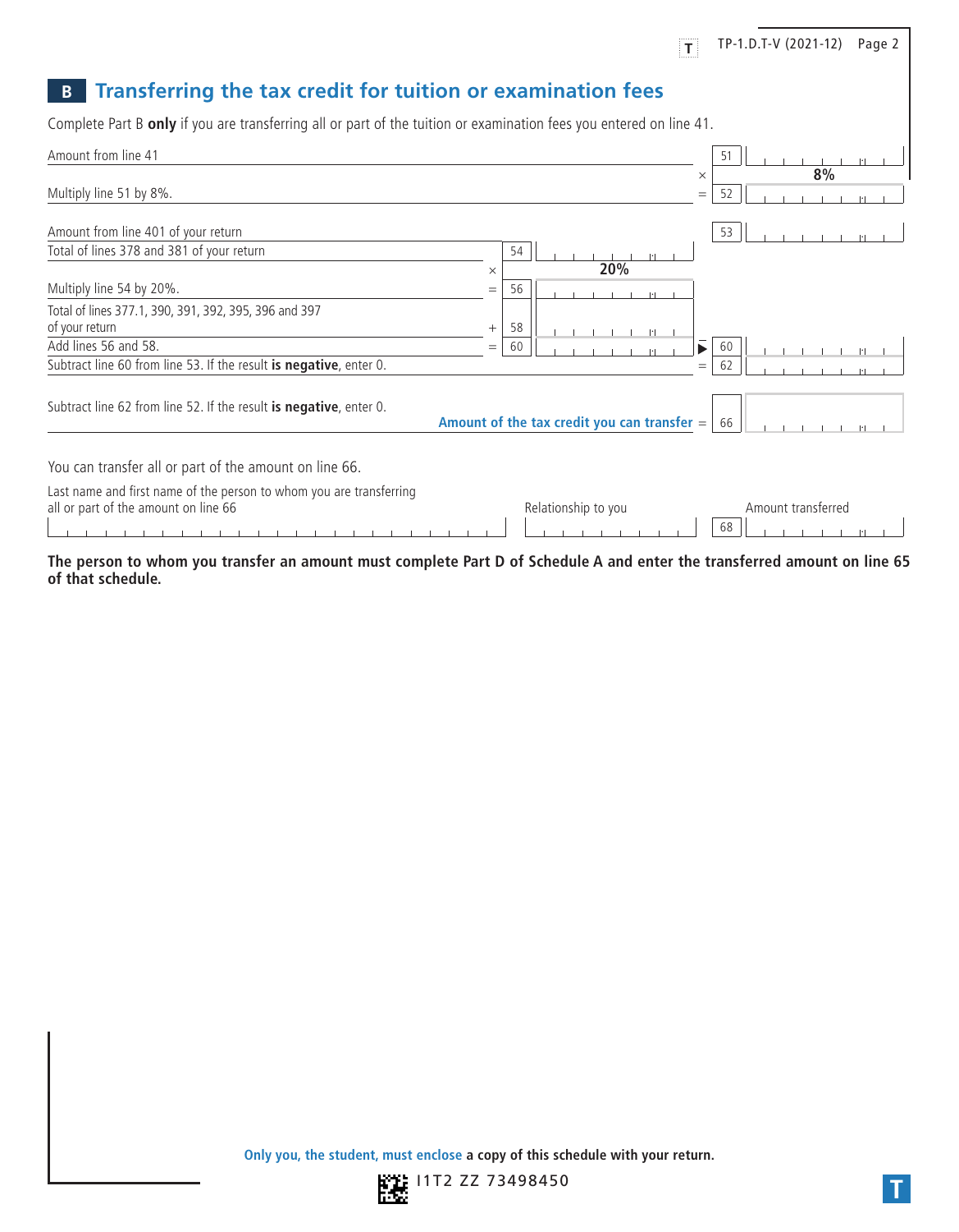## B Transferring the tax credit for tuition or examination fees

Complete Part B **only** if you are transferring all or part of the tuition or examination fees you entered on line 41.

| | | | | |
|---|---|---|---|---|
| Amount from line 41 | | | | 51 |
| | | | × | 8% |
| Multiply line 51 by 8%. | | | = | 52 |
| Amount from line 401 of your return | | | | 53 |
| Total of lines 378 and 381 of your return | | 54 | | |
| | × | 20% | | |
| Multiply line 54 by 20%. | = | 56 | | |
| Total of lines 377.1, 390, 391, 392, 395, 396 and 397 of your return | + | 58 | | |
| Add lines 56 and 58. | = | 60 | ▶ | 60 |
| Subtract line 60 from line 53. If the result **is negative**, enter 0. | | | = | 62 |
| Subtract line 62 from line 52. If the result **is negative**, enter 0. **Amount of the tax credit you can transfer** | | | = | 66 |

You can transfer all or part of the amount on line 66.

| Last name and first name of the person to whom you are transferring all or part of the amount on line 66 | Relationship to you | Amount transferred |
|---|---|---|
| | | 68 |

**The person to whom you transfer an amount must complete Part D of Schedule A and enter the transferred amount on line 65 of that schedule.**

**Only you, the student, must enclose a copy of this schedule with your return.**

I1T2 ZZ 73498450